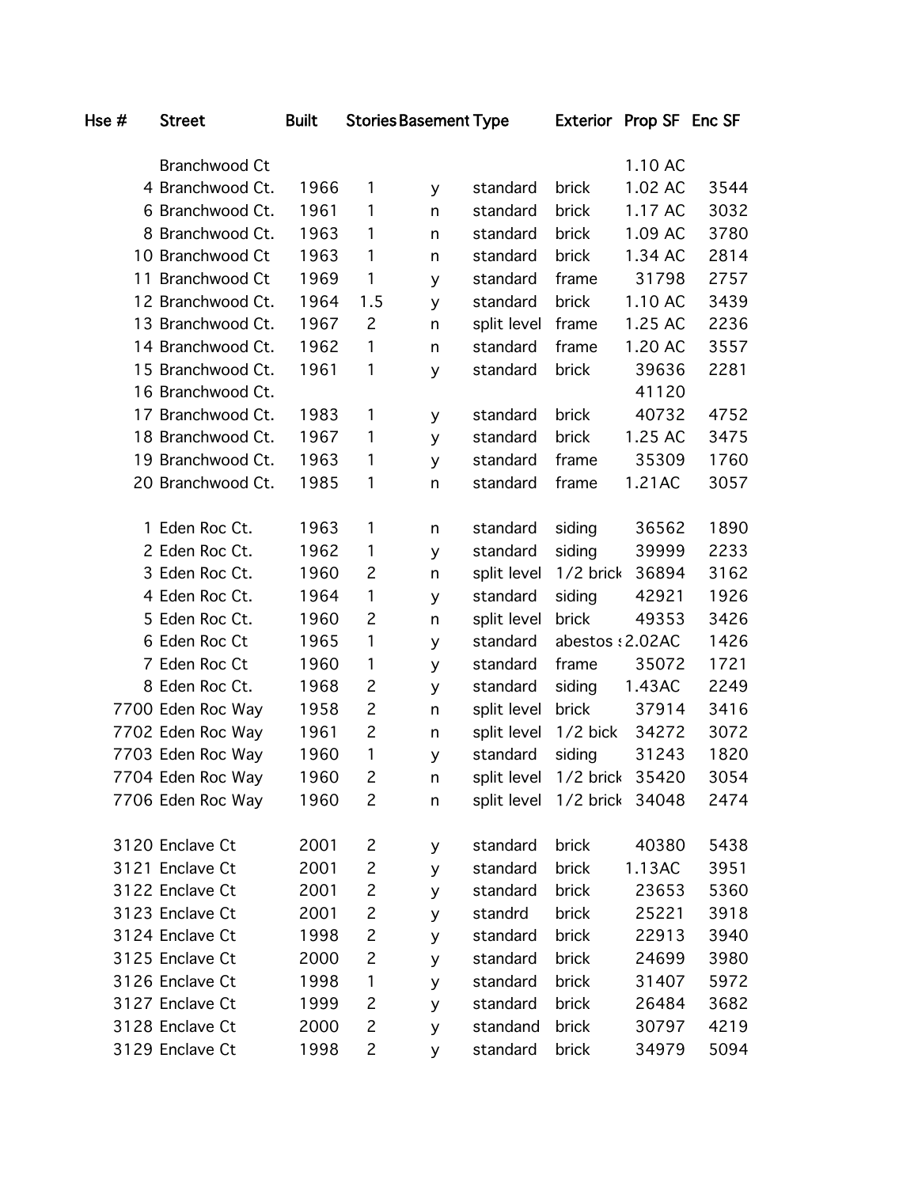| Hse # | Street | Built | Stories | Basement | Type | Exterior | Prop SF | Enc SF |
|---|---|---|---|---|---|---|---|---|
| | Branchwood Ct | | | | | | 1.10 AC | |
| 4 | Branchwood Ct. | 1966 | 1 | y | standard | brick | 1.02 AC | 3544 |
| 6 | Branchwood Ct. | 1961 | 1 | n | standard | brick | 1.17 AC | 3032 |
| 8 | Branchwood Ct. | 1963 | 1 | n | standard | brick | 1.09 AC | 3780 |
| 10 | Branchwood Ct | 1963 | 1 | n | standard | brick | 1.34 AC | 2814 |
| 11 | Branchwood Ct | 1969 | 1 | y | standard | frame | 31798 | 2757 |
| 12 | Branchwood Ct. | 1964 | 1.5 | y | standard | brick | 1.10 AC | 3439 |
| 13 | Branchwood Ct. | 1967 | 2 | n | split level | frame | 1.25 AC | 2236 |
| 14 | Branchwood Ct. | 1962 | 1 | n | standard | frame | 1.20 AC | 3557 |
| 15 | Branchwood Ct. | 1961 | 1 | y | standard | brick | 39636 | 2281 |
| 16 | Branchwood Ct. | | | | | | 41120 | |
| 17 | Branchwood Ct. | 1983 | 1 | y | standard | brick | 40732 | 4752 |
| 18 | Branchwood Ct. | 1967 | 1 | y | standard | brick | 1.25 AC | 3475 |
| 19 | Branchwood Ct. | 1963 | 1 | y | standard | frame | 35309 | 1760 |
| 20 | Branchwood Ct. | 1985 | 1 | n | standard | frame | 1.21AC | 3057 |
| | | | | | | | | |
| 1 | Eden Roc Ct. | 1963 | 1 | n | standard | siding | 36562 | 1890 |
| 2 | Eden Roc Ct. | 1962 | 1 | y | standard | siding | 39999 | 2233 |
| 3 | Eden Roc Ct. | 1960 | 2 | n | split level | 1/2 brick | 36894 | 3162 |
| 4 | Eden Roc Ct. | 1964 | 1 | y | standard | siding | 42921 | 1926 |
| 5 | Eden Roc Ct. | 1960 | 2 | n | split level | brick | 49353 | 3426 |
| 6 | Eden Roc Ct | 1965 | 1 | y | standard | abestos s | 2.02AC | 1426 |
| 7 | Eden Roc Ct | 1960 | 1 | y | standard | frame | 35072 | 1721 |
| 8 | Eden Roc Ct. | 1968 | 2 | y | standard | siding | 1.43AC | 2249 |
| 7700 | Eden Roc Way | 1958 | 2 | n | split level | brick | 37914 | 3416 |
| 7702 | Eden Roc Way | 1961 | 2 | n | split level | 1/2 bick | 34272 | 3072 |
| 7703 | Eden Roc Way | 1960 | 1 | y | standard | siding | 31243 | 1820 |
| 7704 | Eden Roc Way | 1960 | 2 | n | split level | 1/2 brick | 35420 | 3054 |
| 7706 | Eden Roc Way | 1960 | 2 | n | split level | 1/2 brick | 34048 | 2474 |
| | | | | | | | | |
| 3120 | Enclave Ct | 2001 | 2 | y | standard | brick | 40380 | 5438 |
| 3121 | Enclave Ct | 2001 | 2 | y | standard | brick | 1.13AC | 3951 |
| 3122 | Enclave Ct | 2001 | 2 | y | standard | brick | 23653 | 5360 |
| 3123 | Enclave Ct | 2001 | 2 | y | standrd | brick | 25221 | 3918 |
| 3124 | Enclave Ct | 1998 | 2 | y | standard | brick | 22913 | 3940 |
| 3125 | Enclave Ct | 2000 | 2 | y | standard | brick | 24699 | 3980 |
| 3126 | Enclave Ct | 1998 | 1 | y | standard | brick | 31407 | 5972 |
| 3127 | Enclave Ct | 1999 | 2 | y | standard | brick | 26484 | 3682 |
| 3128 | Enclave Ct | 2000 | 2 | y | standand | brick | 30797 | 4219 |
| 3129 | Enclave Ct | 1998 | 2 | y | standard | brick | 34979 | 5094 |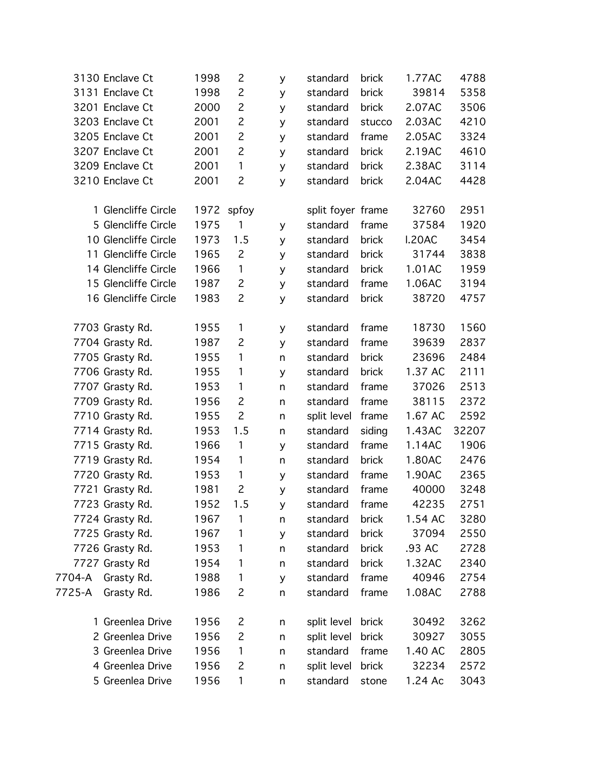| | | | | | | | |
|---|---|---|---|---|---|---|---|
| 3130 Enclave Ct | 1998 | 2 | y | standard | brick | 1.77AC | 4788 |
| 3131 Enclave Ct | 1998 | 2 | y | standard | brick | 39814 | 5358 |
| 3201 Enclave Ct | 2000 | 2 | y | standard | brick | 2.07AC | 3506 |
| 3203 Enclave Ct | 2001 | 2 | y | standard | stucco | 2.03AC | 4210 |
| 3205 Enclave Ct | 2001 | 2 | y | standard | frame | 2.05AC | 3324 |
| 3207 Enclave Ct | 2001 | 2 | y | standard | brick | 2.19AC | 4610 |
| 3209 Enclave Ct | 2001 | 1 | y | standard | brick | 2.38AC | 3114 |
| 3210 Enclave Ct | 2001 | 2 | y | standard | brick | 2.04AC | 4428 |
| | | | | | | | |
| 1 Glencliffe Circle | 1972 | spfoy | | split foyer | frame | 32760 | 2951 |
| 5 Glencliffe Circle | 1975 | 1 | y | standard | frame | 37584 | 1920 |
| 10 Glencliffe Circle | 1973 | 1.5 | y | standard | brick | I.20AC | 3454 |
| 11 Glencliffe Circle | 1965 | 2 | y | standard | brick | 31744 | 3838 |
| 14 Glencliffe Circle | 1966 | 1 | y | standard | brick | 1.01AC | 1959 |
| 15 Glencliffe Circle | 1987 | 2 | y | standard | frame | 1.06AC | 3194 |
| 16 Glencliffe Circle | 1983 | 2 | y | standard | brick | 38720 | 4757 |
| | | | | | | | |
| 7703 Grasty Rd. | 1955 | 1 | y | standard | frame | 18730 | 1560 |
| 7704 Grasty Rd. | 1987 | 2 | y | standard | frame | 39639 | 2837 |
| 7705 Grasty Rd. | 1955 | 1 | n | standard | brick | 23696 | 2484 |
| 7706 Grasty Rd. | 1955 | 1 | y | standard | brick | 1.37 AC | 2111 |
| 7707 Grasty Rd. | 1953 | 1 | n | standard | frame | 37026 | 2513 |
| 7709 Grasty Rd. | 1956 | 2 | n | standard | frame | 38115 | 2372 |
| 7710 Grasty Rd. | 1955 | 2 | n | split level | frame | 1.67 AC | 2592 |
| 7714 Grasty Rd. | 1953 | 1.5 | n | standard | siding | 1.43AC | 32207 |
| 7715 Grasty Rd. | 1966 | 1 | y | standard | frame | 1.14AC | 1906 |
| 7719 Grasty Rd. | 1954 | 1 | n | standard | brick | 1.80AC | 2476 |
| 7720 Grasty Rd. | 1953 | 1 | y | standard | frame | 1.90AC | 2365 |
| 7721 Grasty Rd. | 1981 | 2 | y | standard | frame | 40000 | 3248 |
| 7723 Grasty Rd. | 1952 | 1.5 | y | standard | frame | 42235 | 2751 |
| 7724 Grasty Rd. | 1967 | 1 | n | standard | brick | 1.54 AC | 3280 |
| 7725 Grasty Rd. | 1967 | 1 | y | standard | brick | 37094 | 2550 |
| 7726 Grasty Rd. | 1953 | 1 | n | standard | brick | .93 AC | 2728 |
| 7727 Grasty Rd | 1954 | 1 | n | standard | brick | 1.32AC | 2340 |
| 7704-A Grasty Rd. | 1988 | 1 | y | standard | frame | 40946 | 2754 |
| 7725-A Grasty Rd. | 1986 | 2 | n | standard | frame | 1.08AC | 2788 |
| | | | | | | | |
| 1 Greenlea Drive | 1956 | 2 | n | split level | brick | 30492 | 3262 |
| 2 Greenlea Drive | 1956 | 2 | n | split level | brick | 30927 | 3055 |
| 3 Greenlea Drive | 1956 | 1 | n | standard | frame | 1.40 AC | 2805 |
| 4 Greenlea Drive | 1956 | 2 | n | split level | brick | 32234 | 2572 |
| 5 Greenlea Drive | 1956 | 1 | n | standard | stone | 1.24 Ac | 3043 |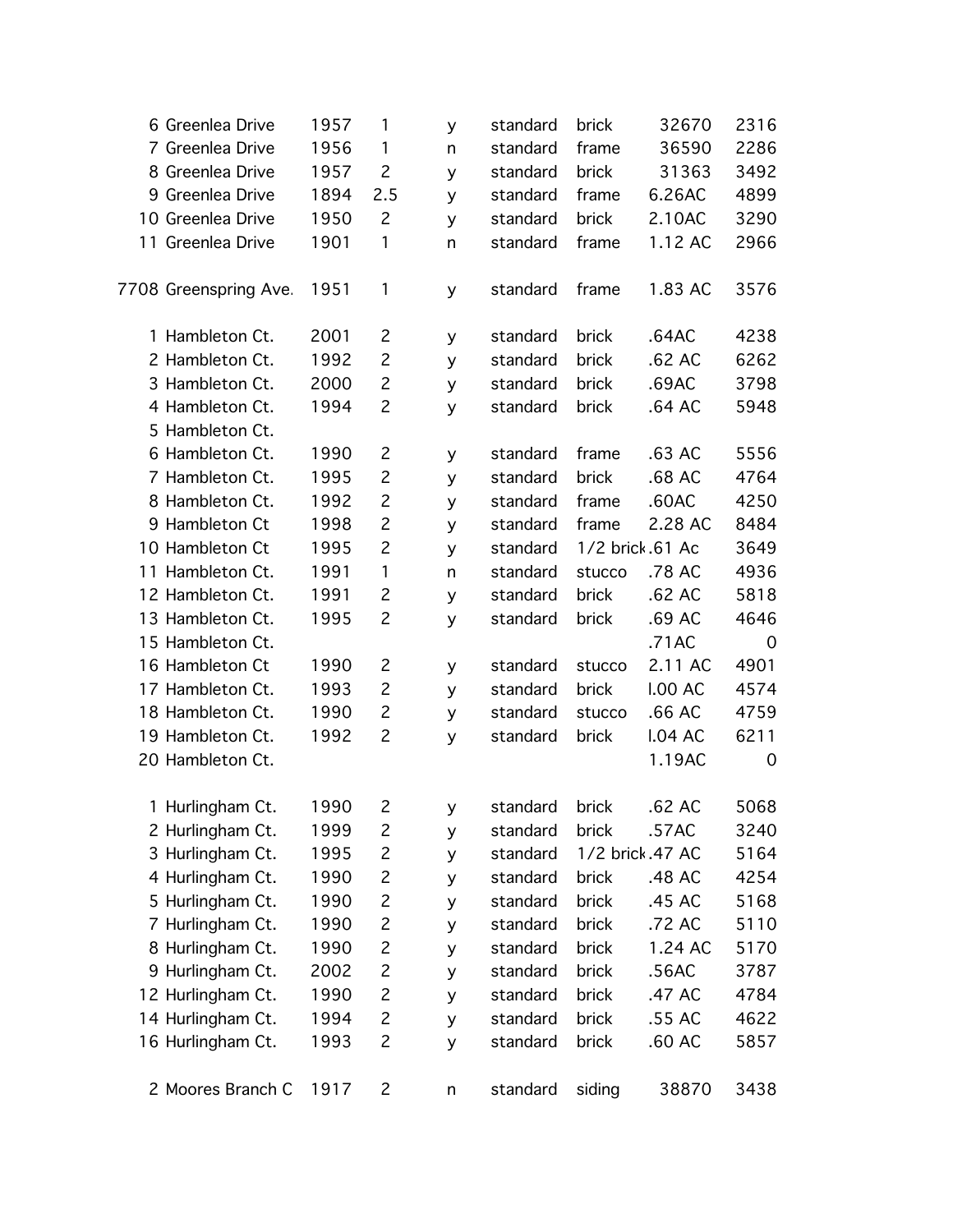| | | | | | | | |
|---|---|---|---|---|---|---|---|
| 6 Greenlea Drive | 1957 | 1 | y | standard | brick | 32670 | 2316 |
| 7 Greenlea Drive | 1956 | 1 | n | standard | frame | 36590 | 2286 |
| 8 Greenlea Drive | 1957 | 2 | y | standard | brick | 31363 | 3492 |
| 9 Greenlea Drive | 1894 | 2.5 | y | standard | frame | 6.26AC | 4899 |
| 10 Greenlea Drive | 1950 | 2 | y | standard | brick | 2.10AC | 3290 |
| 11 Greenlea Drive | 1901 | 1 | n | standard | frame | 1.12 AC | 2966 |
| | | | | | | | |
| 7708 Greenspring Ave. | 1951 | 1 | y | standard | frame | 1.83 AC | 3576 |
| | | | | | | | |
| 1 Hambleton Ct. | 2001 | 2 | y | standard | brick | .64AC | 4238 |
| 2 Hambleton Ct. | 1992 | 2 | y | standard | brick | .62 AC | 6262 |
| 3 Hambleton Ct. | 2000 | 2 | y | standard | brick | .69AC | 3798 |
| 4 Hambleton Ct. | 1994 | 2 | y | standard | brick | .64 AC | 5948 |
| 5 Hambleton Ct. | | | | | | | |
| 6 Hambleton Ct. | 1990 | 2 | y | standard | frame | .63 AC | 5556 |
| 7 Hambleton Ct. | 1995 | 2 | y | standard | brick | .68 AC | 4764 |
| 8 Hambleton Ct. | 1992 | 2 | y | standard | frame | .60AC | 4250 |
| 9 Hambleton Ct | 1998 | 2 | y | standard | frame | 2.28 AC | 8484 |
| 10 Hambleton Ct | 1995 | 2 | y | standard | 1/2 brick | .61 Ac | 3649 |
| 11 Hambleton Ct. | 1991 | 1 | n | standard | stucco | .78 AC | 4936 |
| 12 Hambleton Ct. | 1991 | 2 | y | standard | brick | .62 AC | 5818 |
| 13 Hambleton Ct. | 1995 | 2 | y | standard | brick | .69 AC | 4646 |
| 15 Hambleton Ct. | | | | | | .71AC | 0 |
| 16 Hambleton Ct | 1990 | 2 | y | standard | stucco | 2.11 AC | 4901 |
| 17 Hambleton Ct. | 1993 | 2 | y | standard | brick | I.00 AC | 4574 |
| 18 Hambleton Ct. | 1990 | 2 | y | standard | stucco | .66 AC | 4759 |
| 19 Hambleton Ct. | 1992 | 2 | y | standard | brick | I.04 AC | 6211 |
| 20 Hambleton Ct. | | | | | | 1.19AC | 0 |
| | | | | | | | |
| 1 Hurlingham Ct. | 1990 | 2 | y | standard | brick | .62 AC | 5068 |
| 2 Hurlingham Ct. | 1999 | 2 | y | standard | brick | .57AC | 3240 |
| 3 Hurlingham Ct. | 1995 | 2 | y | standard | 1/2 brick | .47 AC | 5164 |
| 4 Hurlingham Ct. | 1990 | 2 | y | standard | brick | .48 AC | 4254 |
| 5 Hurlingham Ct. | 1990 | 2 | y | standard | brick | .45 AC | 5168 |
| 7 Hurlingham Ct. | 1990 | 2 | y | standard | brick | .72 AC | 5110 |
| 8 Hurlingham Ct. | 1990 | 2 | y | standard | brick | 1.24 AC | 5170 |
| 9 Hurlingham Ct. | 2002 | 2 | y | standard | brick | .56AC | 3787 |
| 12 Hurlingham Ct. | 1990 | 2 | y | standard | brick | .47 AC | 4784 |
| 14 Hurlingham Ct. | 1994 | 2 | y | standard | brick | .55 AC | 4622 |
| 16 Hurlingham Ct. | 1993 | 2 | y | standard | brick | .60 AC | 5857 |
| | | | | | | | |
| 2 Moores Branch C | 1917 | 2 | n | standard | siding | 38870 | 3438 |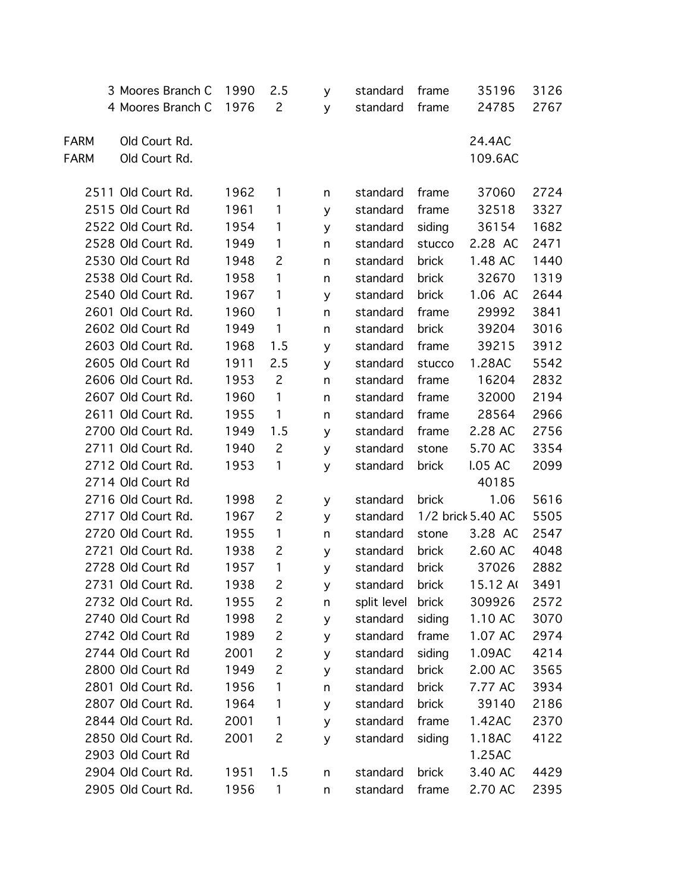|  |  |  |  |  |  |  |  |  |
|---|---|---|---|---|---|---|---|---|
|  | 3 Moores Branch C | 1990 | 2.5 | y | standard | frame | 35196 | 3126 |
|  | 4 Moores Branch C | 1976 | 2 | y | standard | frame | 24785 | 2767 |
|  |  |  |  |  |  |  |  |  |
| FARM | Old Court Rd. |  |  |  |  |  | 24.4AC |  |
| FARM | Old Court Rd. |  |  |  |  |  | 109.6AC |  |
|  |  |  |  |  |  |  |  |  |
|  | 2511 Old Court Rd. | 1962 | 1 | n | standard | frame | 37060 | 2724 |
|  | 2515 Old Court Rd | 1961 | 1 | y | standard | frame | 32518 | 3327 |
|  | 2522 Old Court Rd. | 1954 | 1 | y | standard | siding | 36154 | 1682 |
|  | 2528 Old Court Rd. | 1949 | 1 | n | standard | stucco | 2.28 AC | 2471 |
|  | 2530 Old Court Rd | 1948 | 2 | n | standard | brick | 1.48 AC | 1440 |
|  | 2538 Old Court Rd. | 1958 | 1 | n | standard | brick | 32670 | 1319 |
|  | 2540 Old Court Rd. | 1967 | 1 | y | standard | brick | 1.06 AC | 2644 |
|  | 2601 Old Court Rd. | 1960 | 1 | n | standard | frame | 29992 | 3841 |
|  | 2602 Old Court Rd | 1949 | 1 | n | standard | brick | 39204 | 3016 |
|  | 2603 Old Court Rd. | 1968 | 1.5 | y | standard | frame | 39215 | 3912 |
|  | 2605 Old Court Rd | 1911 | 2.5 | y | standard | stucco | 1.28AC | 5542 |
|  | 2606 Old Court Rd. | 1953 | 2 | n | standard | frame | 16204 | 2832 |
|  | 2607 Old Court Rd. | 1960 | 1 | n | standard | frame | 32000 | 2194 |
|  | 2611 Old Court Rd. | 1955 | 1 | n | standard | frame | 28564 | 2966 |
|  | 2700 Old Court Rd. | 1949 | 1.5 | y | standard | frame | 2.28 AC | 2756 |
|  | 2711 Old Court Rd. | 1940 | 2 | y | standard | stone | 5.70 AC | 3354 |
|  | 2712 Old Court Rd. | 1953 | 1 | y | standard | brick | I.05 AC | 2099 |
|  | 2714 Old Court Rd |  |  |  |  |  | 40185 |  |
|  | 2716 Old Court Rd. | 1998 | 2 | y | standard | brick | 1.06 | 5616 |
|  | 2717 Old Court Rd. | 1967 | 2 | y | standard | 1/2 brick | 5.40 AC | 5505 |
|  | 2720 Old Court Rd. | 1955 | 1 | n | standard | stone | 3.28 AC | 2547 |
|  | 2721 Old Court Rd. | 1938 | 2 | y | standard | brick | 2.60 AC | 4048 |
|  | 2728 Old Court Rd | 1957 | 1 | y | standard | brick | 37026 | 2882 |
|  | 2731 Old Court Rd. | 1938 | 2 | y | standard | brick | 15.12 AC | 3491 |
|  | 2732 Old Court Rd. | 1955 | 2 | n | split level | brick | 309926 | 2572 |
|  | 2740 Old Court Rd | 1998 | 2 | y | standard | siding | 1.10 AC | 3070 |
|  | 2742 Old Court Rd | 1989 | 2 | y | standard | frame | 1.07 AC | 2974 |
|  | 2744 Old Court Rd | 2001 | 2 | y | standard | siding | 1.09AC | 4214 |
|  | 2800 Old Court Rd | 1949 | 2 | y | standard | brick | 2.00 AC | 3565 |
|  | 2801 Old Court Rd. | 1956 | 1 | n | standard | brick | 7.77 AC | 3934 |
|  | 2807 Old Court Rd. | 1964 | 1 | y | standard | brick | 39140 | 2186 |
|  | 2844 Old Court Rd. | 2001 | 1 | y | standard | frame | 1.42AC | 2370 |
|  | 2850 Old Court Rd. | 2001 | 2 | y | standard | siding | 1.18AC | 4122 |
|  | 2903 Old Court Rd |  |  |  |  |  | 1.25AC |  |
|  | 2904 Old Court Rd. | 1951 | 1.5 | n | standard | brick | 3.40 AC | 4429 |
|  | 2905 Old Court Rd. | 1956 | 1 | n | standard | frame | 2.70 AC | 2395 |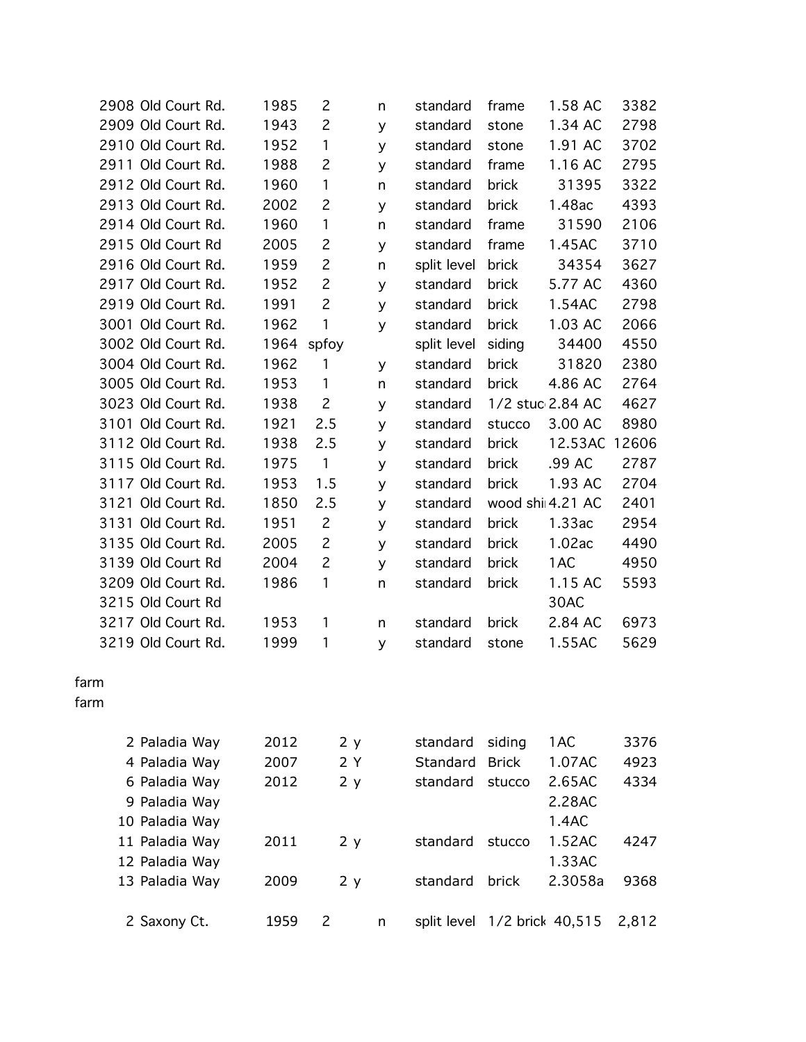| | | | | | | | |
|---|---|---|---|---|---|---|---|
| 2908 Old Court Rd. | 1985 | 2 | n | standard | frame | 1.58 AC | 3382 |
| 2909 Old Court Rd. | 1943 | 2 | y | standard | stone | 1.34 AC | 2798 |
| 2910 Old Court Rd. | 1952 | 1 | y | standard | stone | 1.91 AC | 3702 |
| 2911 Old Court Rd. | 1988 | 2 | y | standard | frame | 1.16 AC | 2795 |
| 2912 Old Court Rd. | 1960 | 1 | n | standard | brick | 31395 | 3322 |
| 2913 Old Court Rd. | 2002 | 2 | y | standard | brick | 1.48ac | 4393 |
| 2914 Old Court Rd. | 1960 | 1 | n | standard | frame | 31590 | 2106 |
| 2915 Old Court Rd | 2005 | 2 | y | standard | frame | 1.45AC | 3710 |
| 2916 Old Court Rd. | 1959 | 2 | n | split level | brick | 34354 | 3627 |
| 2917 Old Court Rd. | 1952 | 2 | y | standard | brick | 5.77 AC | 4360 |
| 2919 Old Court Rd. | 1991 | 2 | y | standard | brick | 1.54AC | 2798 |
| 3001 Old Court Rd. | 1962 | 1 | y | standard | brick | 1.03 AC | 2066 |
| 3002 Old Court Rd. | 1964 | spfoy | | split level | siding | 34400 | 4550 |
| 3004 Old Court Rd. | 1962 | 1 | y | standard | brick | 31820 | 2380 |
| 3005 Old Court Rd. | 1953 | 1 | n | standard | brick | 4.86 AC | 2764 |
| 3023 Old Court Rd. | 1938 | 2 | y | standard | 1/2 stuc | 2.84 AC | 4627 |
| 3101 Old Court Rd. | 1921 | 2.5 | y | standard | stucco | 3.00 AC | 8980 |
| 3112 Old Court Rd. | 1938 | 2.5 | y | standard | brick | 12.53AC | 12606 |
| 3115 Old Court Rd. | 1975 | 1 | y | standard | brick | .99 AC | 2787 |
| 3117 Old Court Rd. | 1953 | 1.5 | y | standard | brick | 1.93 AC | 2704 |
| 3121 Old Court Rd. | 1850 | 2.5 | y | standard | wood shi | 4.21 AC | 2401 |
| 3131 Old Court Rd. | 1951 | 2 | y | standard | brick | 1.33ac | 2954 |
| 3135 Old Court Rd. | 2005 | 2 | y | standard | brick | 1.02ac | 4490 |
| 3139 Old Court Rd | 2004 | 2 | y | standard | brick | 1AC | 4950 |
| 3209 Old Court Rd. | 1986 | 1 | n | standard | brick | 1.15 AC | 5593 |
| 3215 Old Court Rd | | | | | | 30AC | |
| 3217 Old Court Rd. | 1953 | 1 | n | standard | brick | 2.84 AC | 6973 |
| 3219 Old Court Rd. | 1999 | 1 | y | standard | stone | 1.55AC | 5629 |

farm
farm

| | | | | | | | |
|---|---|---|---|---|---|---|---|
| 2 Paladia Way | 2012 | 2 y | | standard | siding | 1AC | 3376 |
| 4 Paladia Way | 2007 | 2 Y | | Standard | Brick | 1.07AC | 4923 |
| 6 Paladia Way | 2012 | 2 y | | standard | stucco | 2.65AC | 4334 |
| 9 Paladia Way | | | | | | 2.28AC | |
| 10 Paladia Way | | | | | | 1.4AC | |
| 11 Paladia Way | 2011 | 2 y | | standard | stucco | 1.52AC | 4247 |
| 12 Paladia Way | | | | | | 1.33AC | |
| 13 Paladia Way | 2009 | 2 y | | standard | brick | 2.3058a | 9368 |

| | | | | | | | |
|---|---|---|---|---|---|---|---|
| 2 Saxony Ct. | 1959 | 2 | n | split level | 1/2 brick | 40,515 | 2,812 |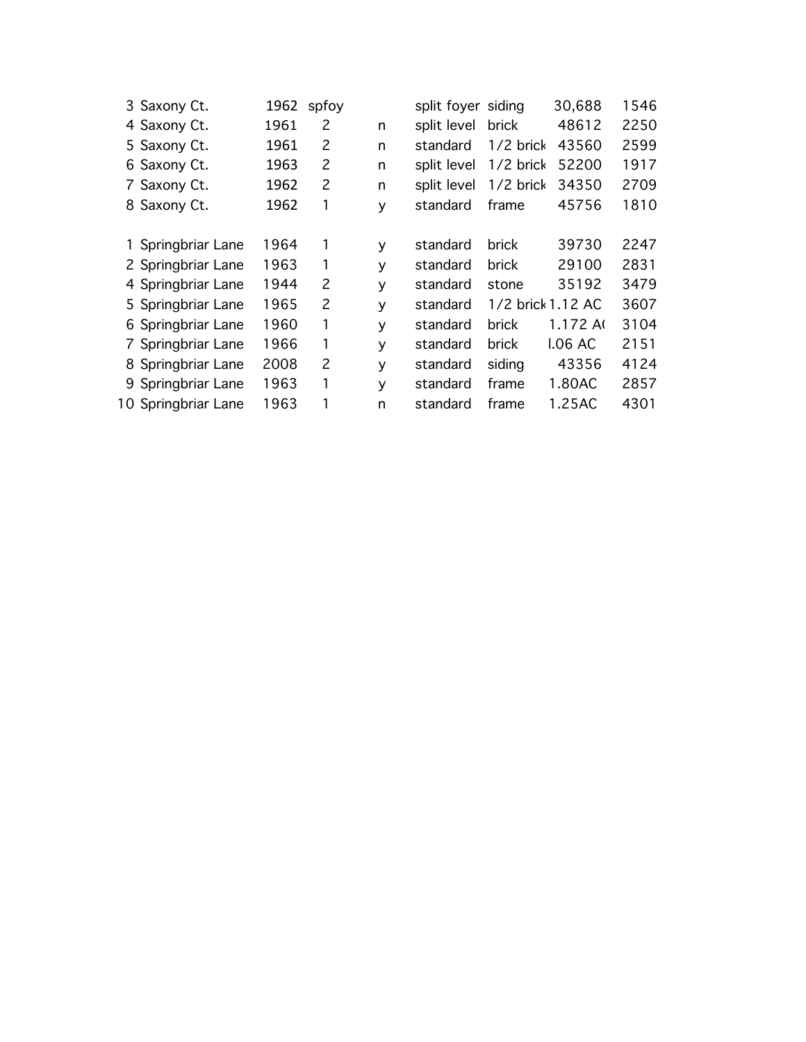| | | | | | | | |
|---|---|---|---|---|---|---|---|
| 3 Saxony Ct. | 1962 | spfoy | | split foyer | siding | 30,688 | 1546 |
| 4 Saxony Ct. | 1961 | 2 | n | split level | brick | 48612 | 2250 |
| 5 Saxony Ct. | 1961 | 2 | n | standard | 1/2 brick | 43560 | 2599 |
| 6 Saxony Ct. | 1963 | 2 | n | split level | 1/2 brick | 52200 | 1917 |
| 7 Saxony Ct. | 1962 | 2 | n | split level | 1/2 brick | 34350 | 2709 |
| 8 Saxony Ct. | 1962 | 1 | y | standard | frame | 45756 | 1810 |
| | | | | | | | |
| 1 Springbriar Lane | 1964 | 1 | y | standard | brick | 39730 | 2247 |
| 2 Springbriar Lane | 1963 | 1 | y | standard | brick | 29100 | 2831 |
| 4 Springbriar Lane | 1944 | 2 | y | standard | stone | 35192 | 3479 |
| 5 Springbriar Lane | 1965 | 2 | y | standard | 1/2 brick | 1.12 AC | 3607 |
| 6 Springbriar Lane | 1960 | 1 | y | standard | brick | 1.172 AC | 3104 |
| 7 Springbriar Lane | 1966 | 1 | y | standard | brick | l.06 AC | 2151 |
| 8 Springbriar Lane | 2008 | 2 | y | standard | siding | 43356 | 4124 |
| 9 Springbriar Lane | 1963 | 1 | y | standard | frame | 1.80AC | 2857 |
| 10 Springbriar Lane | 1963 | 1 | n | standard | frame | 1.25AC | 4301 |